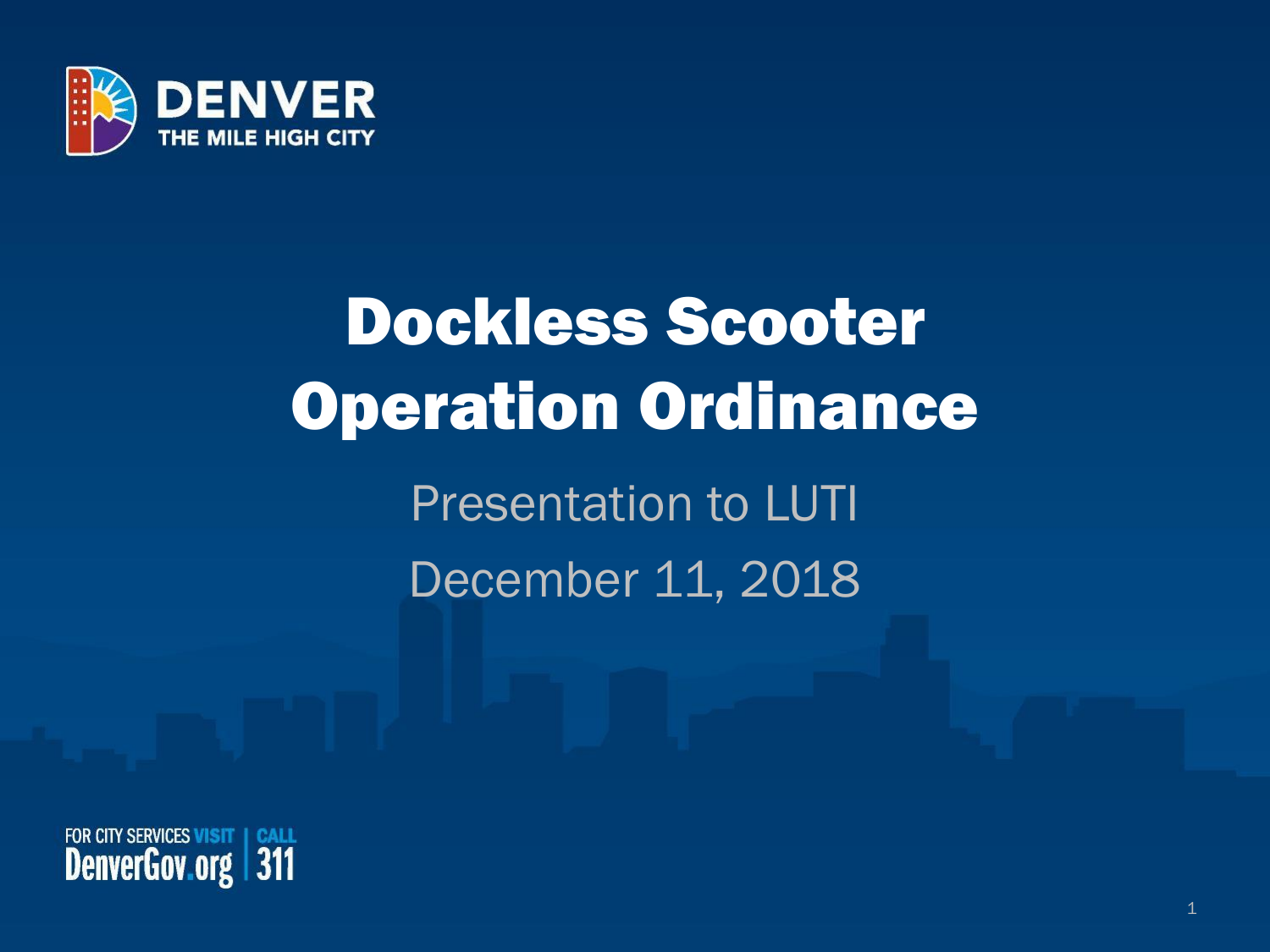DENVER
THE MILE HIGH CITY

# Dockless Scooter Operation Ordinance

Presentation to LUTI

December 11, 2018

FOR CITY SERVICES VISIT DenverGov.org | CALL 311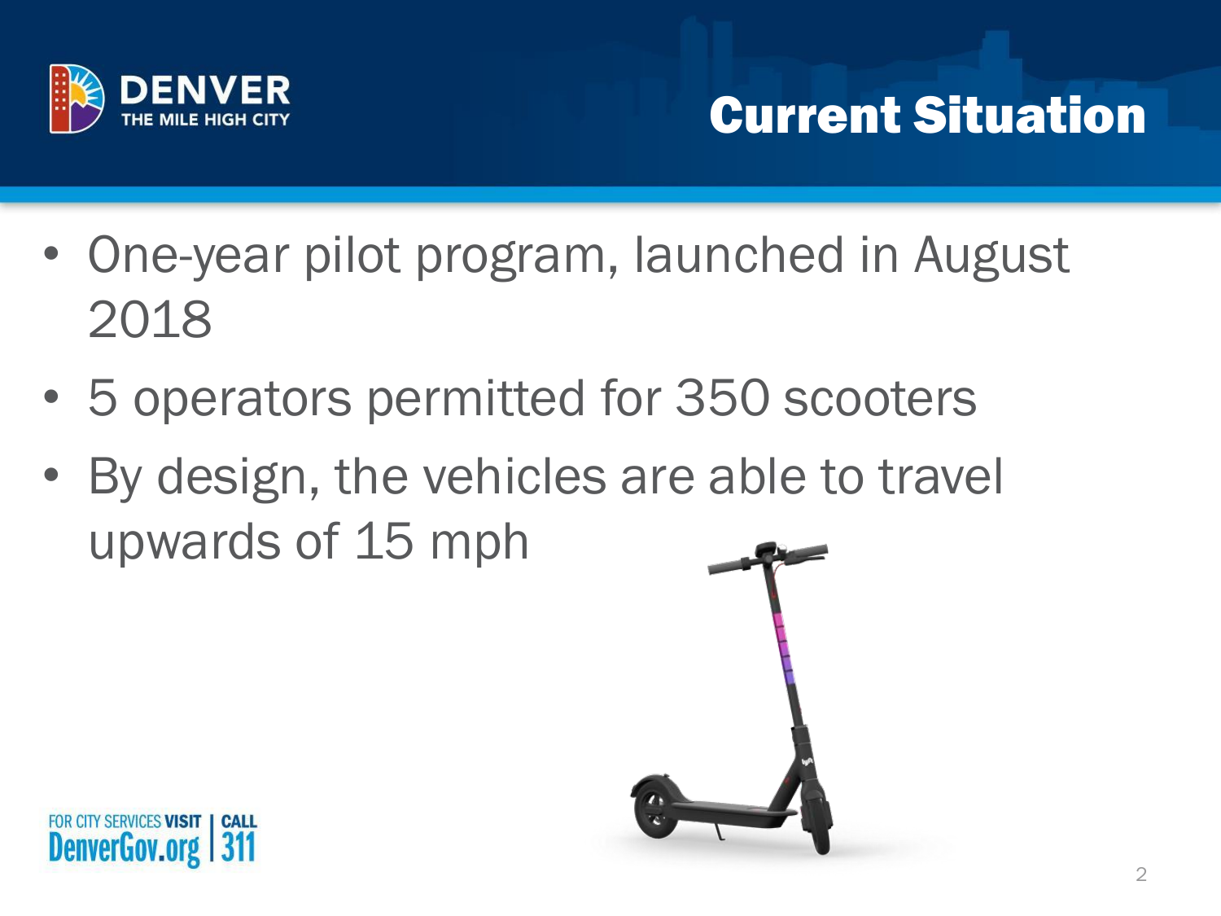# Current Situation

- One-year pilot program, launched in August 2018
- 5 operators permitted for 350 scooters
- By design, the vehicles are able to travel upwards of 15 mph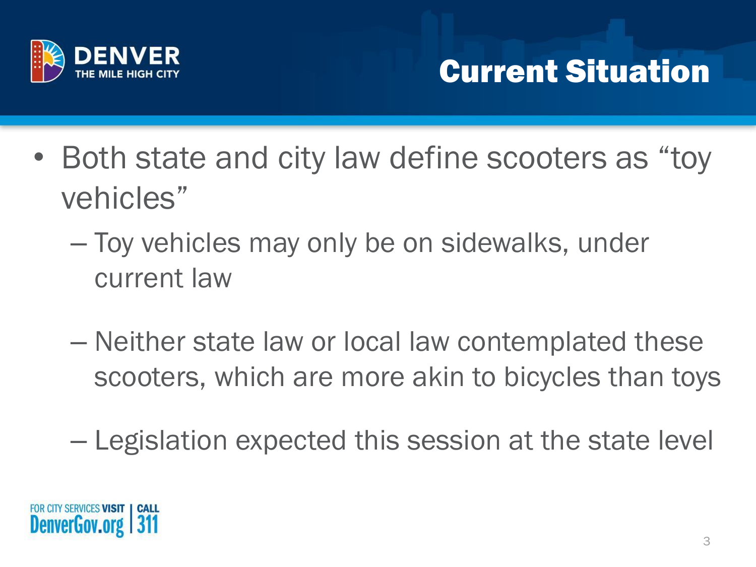# Current Situation

- Both state and city law define scooters as "toy vehicles"
  - Toy vehicles may only be on sidewalks, under current law
  - Neither state law or local law contemplated these scooters, which are more akin to bicycles than toys
  - Legislation expected this session at the state level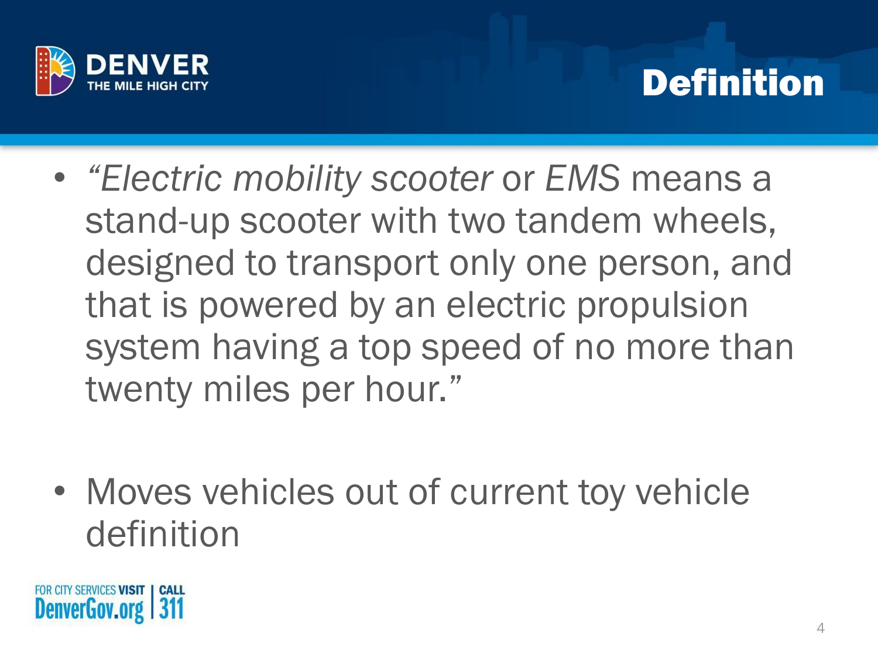# Definition

- *"Electric mobility scooter* or *EMS* means a stand-up scooter with two tandem wheels, designed to transport only one person, and that is powered by an electric propulsion system having a top speed of no more than twenty miles per hour."

- Moves vehicles out of current toy vehicle definition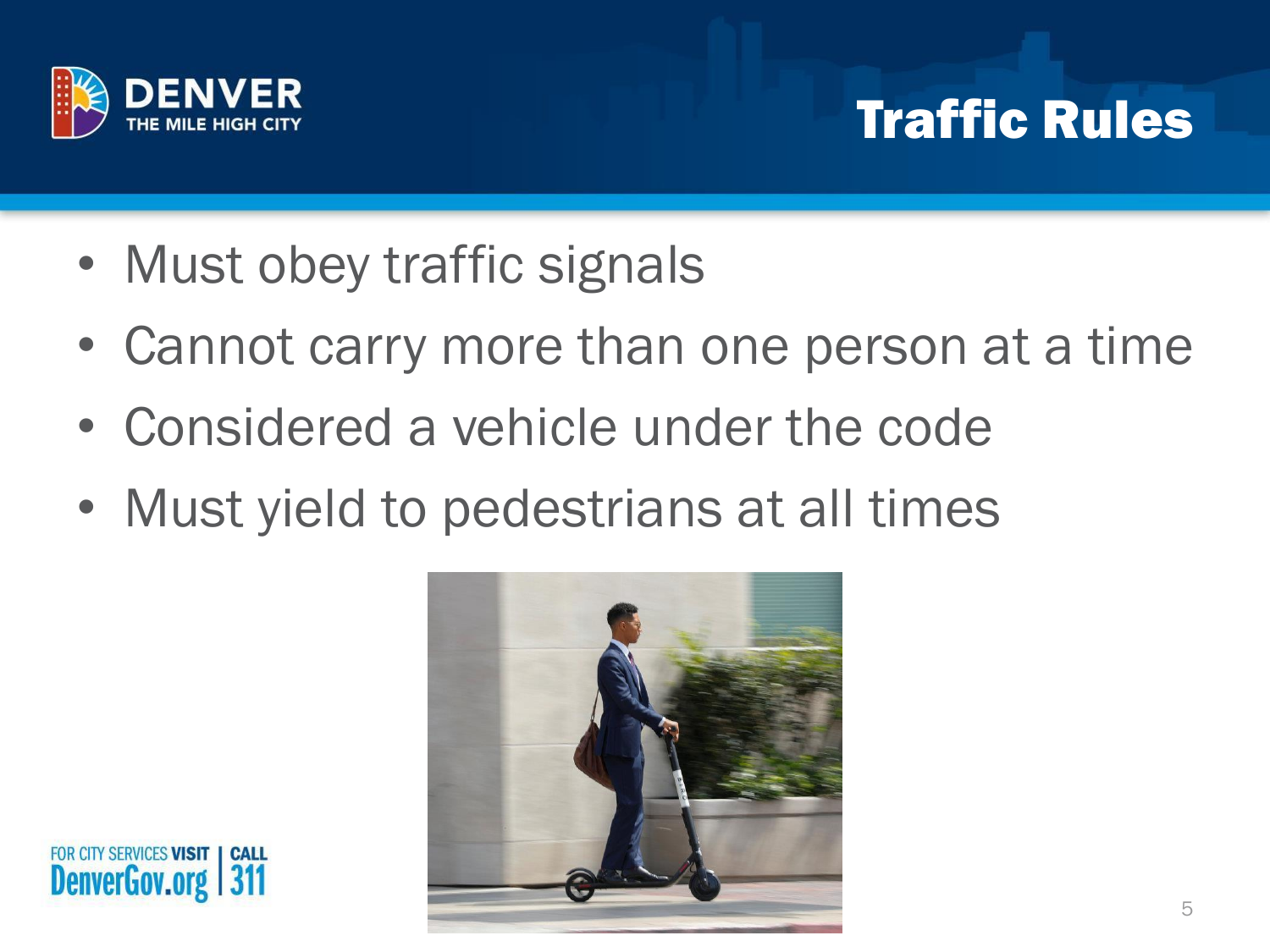# Traffic Rules

- Must obey traffic signals
- Cannot carry more than one person at a time
- Considered a vehicle under the code
- Must yield to pedestrians at all times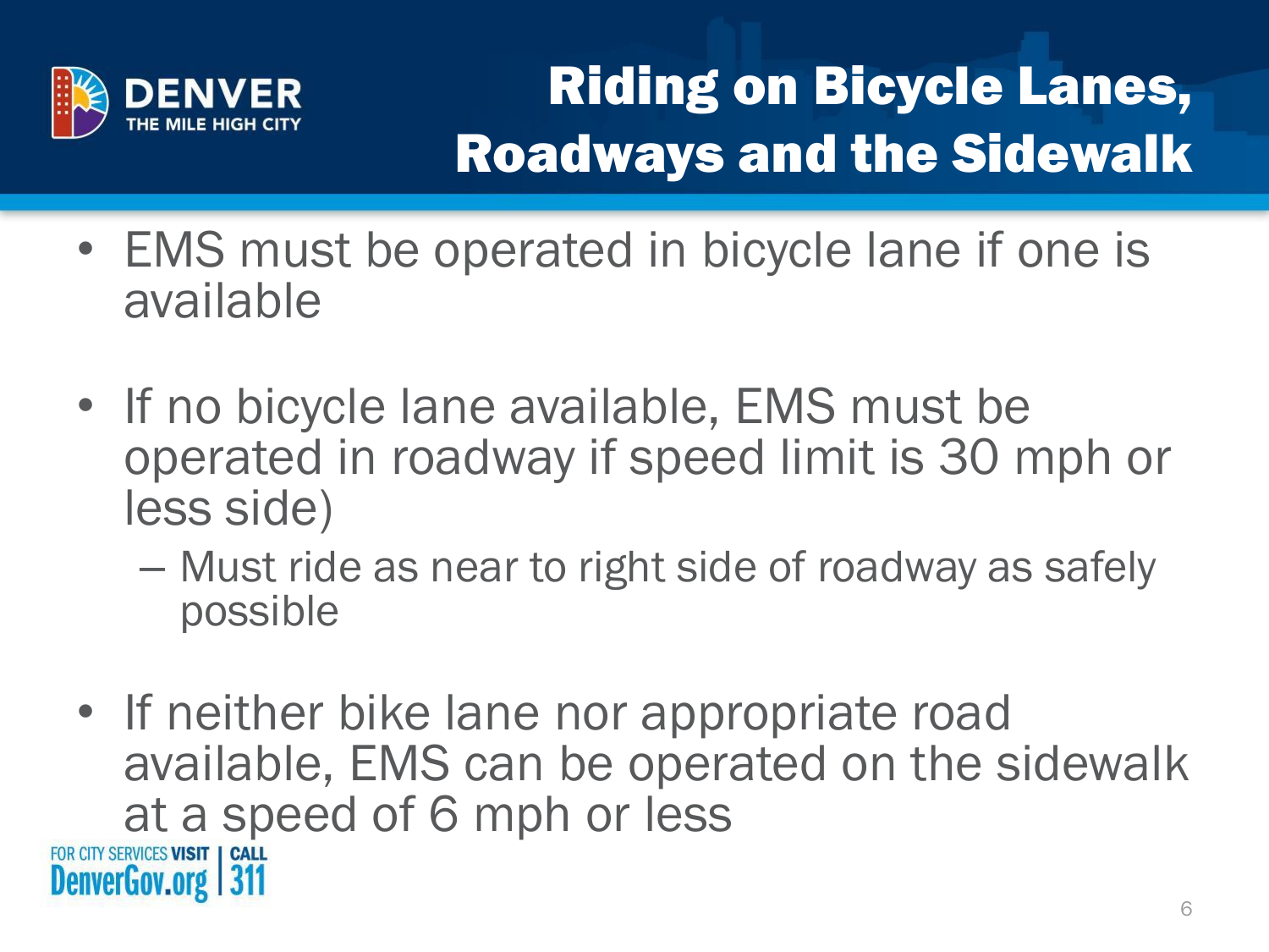# Riding on Bicycle Lanes, Roadways and the Sidewalk

- EMS must be operated in bicycle lane if one is available
- If no bicycle lane available, EMS must be operated in roadway if speed limit is 30 mph or less side)
  - Must ride as near to right side of roadway as safely possible
- If neither bike lane nor appropriate road available, EMS can be operated on the sidewalk at a speed of 6 mph or less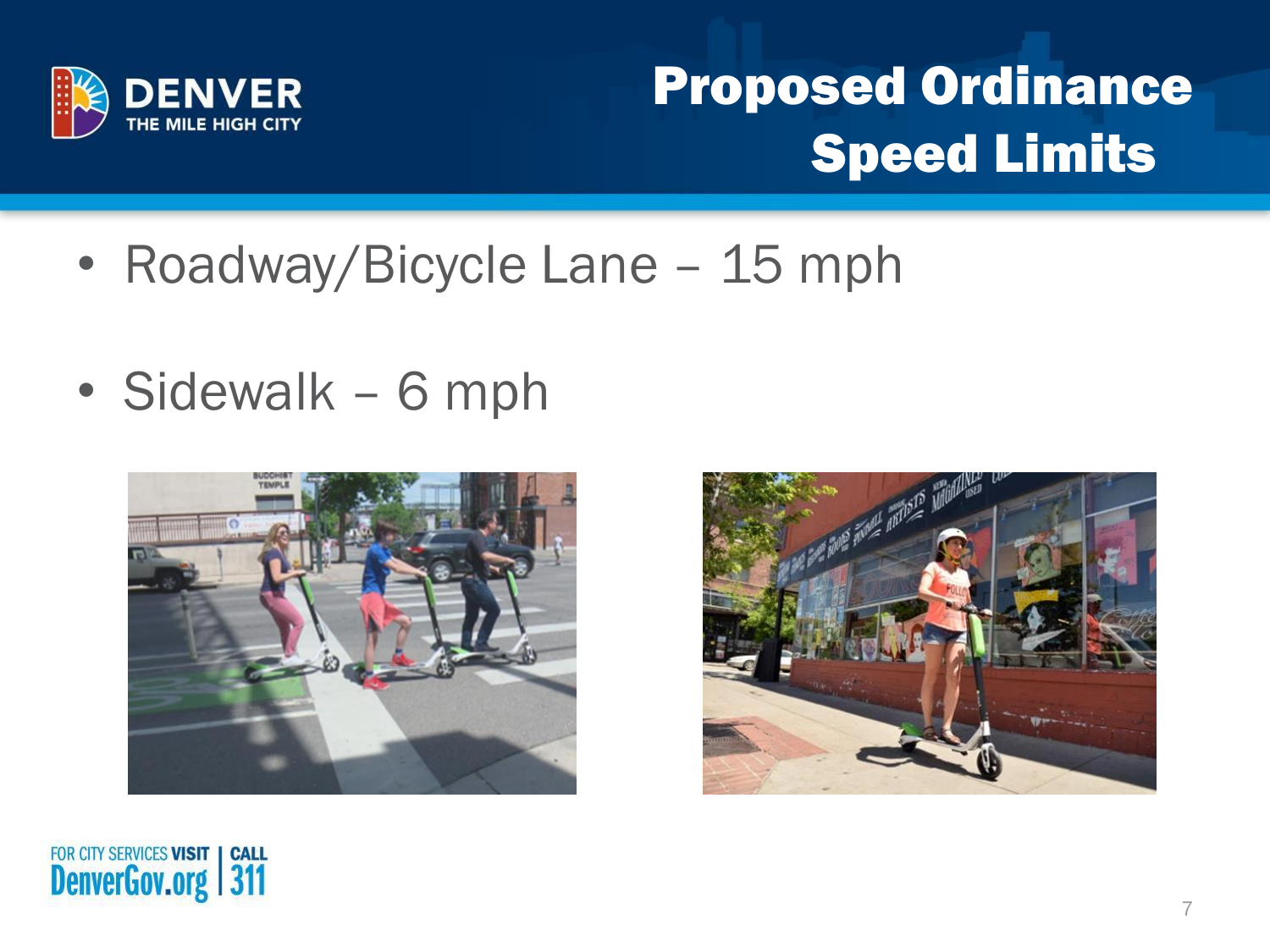# Proposed Ordinance Speed Limits

- Roadway/Bicycle Lane – 15 mph
- Sidewalk – 6 mph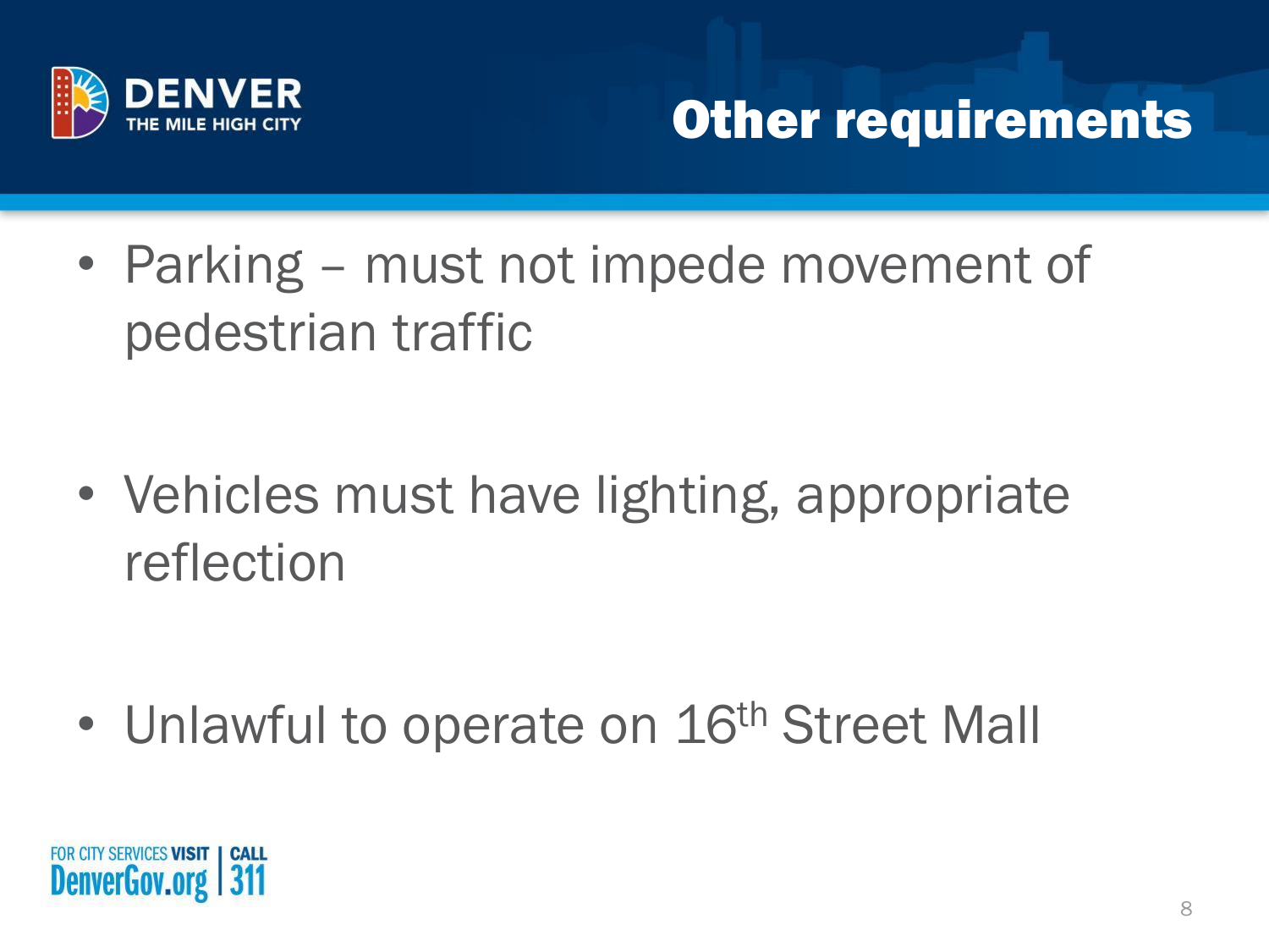# Other requirements

- Parking – must not impede movement of pedestrian traffic
- Vehicles must have lighting, appropriate reflection
- Unlawful to operate on 16th Street Mall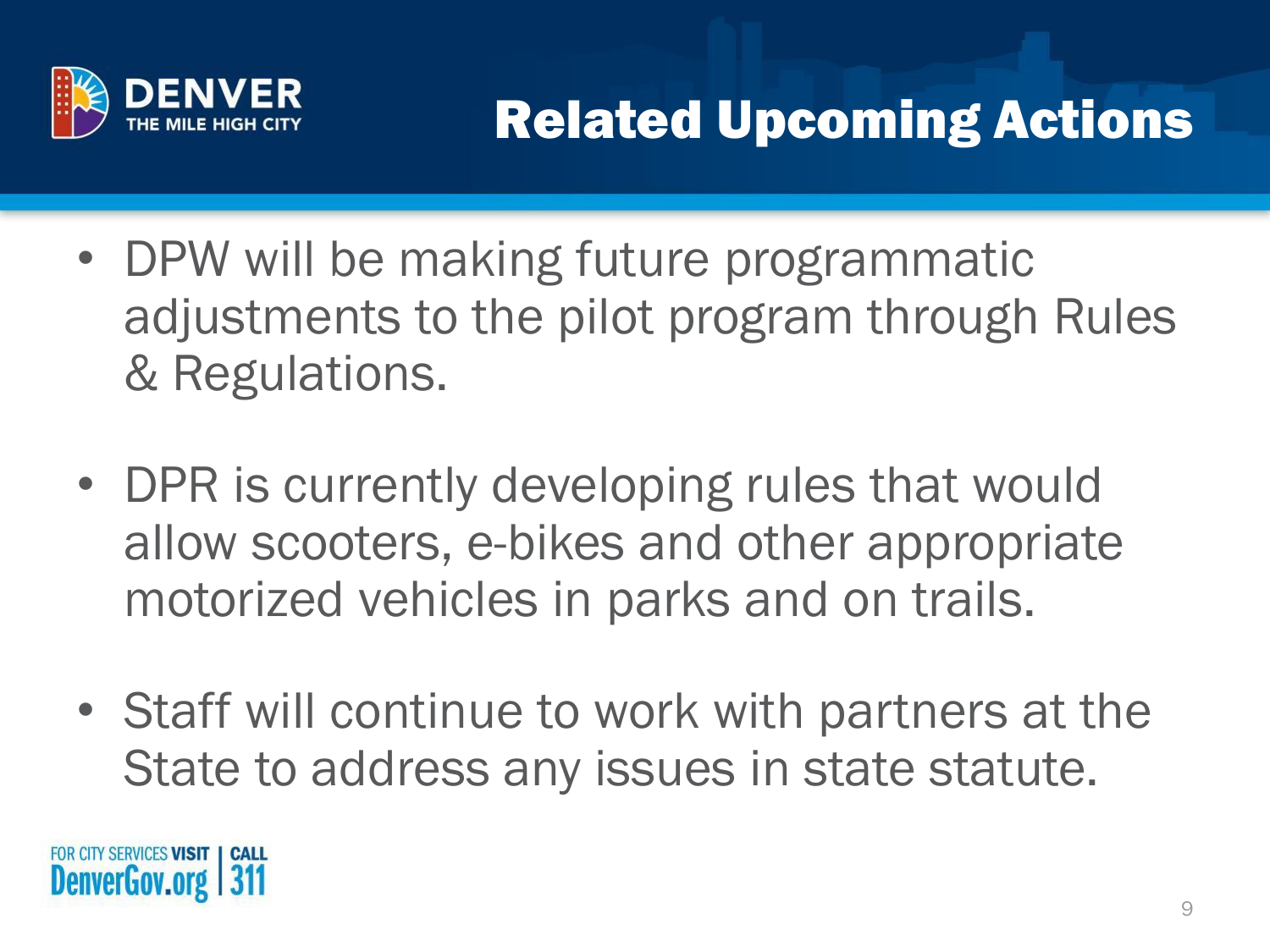# Related Upcoming Actions

- DPW will be making future programmatic adjustments to the pilot program through Rules & Regulations.
- DPR is currently developing rules that would allow scooters, e-bikes and other appropriate motorized vehicles in parks and on trails.
- Staff will continue to work with partners at the State to address any issues in state statute.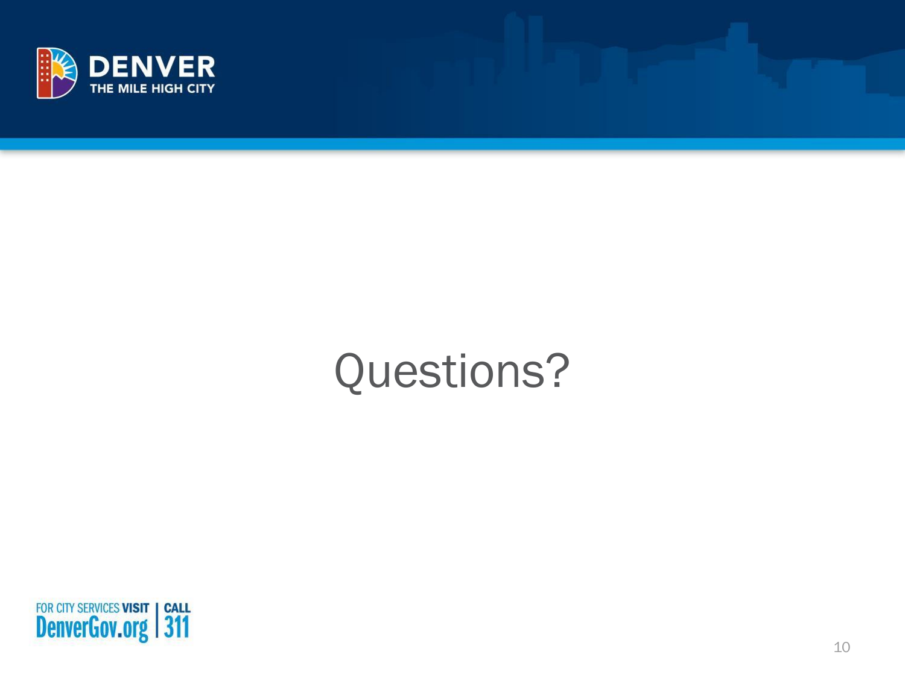# Questions?